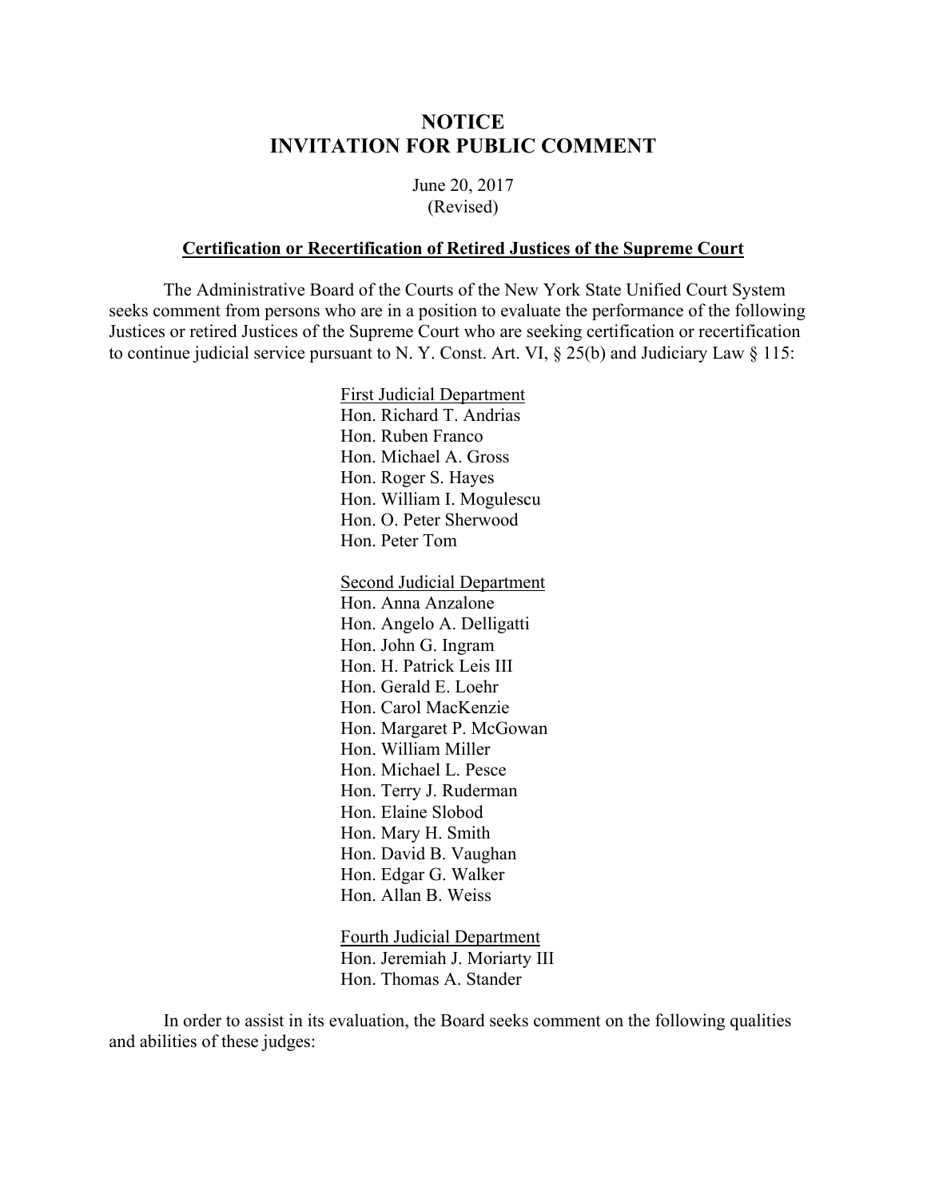# NOTICE
# INVITATION FOR PUBLIC COMMENT

June 20, 2017
(Revised)

**Certification or Recertification of Retired Justices of the Supreme Court**

The Administrative Board of the Courts of the New York State Unified Court System seeks comment from persons who are in a position to evaluate the performance of the following Justices or retired Justices of the Supreme Court who are seeking certification or recertification to continue judicial service pursuant to N. Y. Const. Art. VI, § 25(b) and Judiciary Law § 115:

First Judicial Department
Hon. Richard T. Andrias
Hon. Ruben Franco
Hon. Michael A. Gross
Hon. Roger S. Hayes
Hon. William I. Mogulescu
Hon. O. Peter Sherwood
Hon. Peter Tom

Second Judicial Department
Hon. Anna Anzalone
Hon. Angelo A. Delligatti
Hon. John G. Ingram
Hon. H. Patrick Leis III
Hon. Gerald E. Loehr
Hon. Carol MacKenzie
Hon. Margaret P. McGowan
Hon. William Miller
Hon. Michael L. Pesce
Hon. Terry J. Ruderman
Hon. Elaine Slobod
Hon. Mary H. Smith
Hon. David B. Vaughan
Hon. Edgar G. Walker
Hon. Allan B. Weiss

Fourth Judicial Department
Hon. Jeremiah J. Moriarty III
Hon. Thomas A. Stander

In order to assist in its evaluation, the Board seeks comment on the following qualities and abilities of these judges: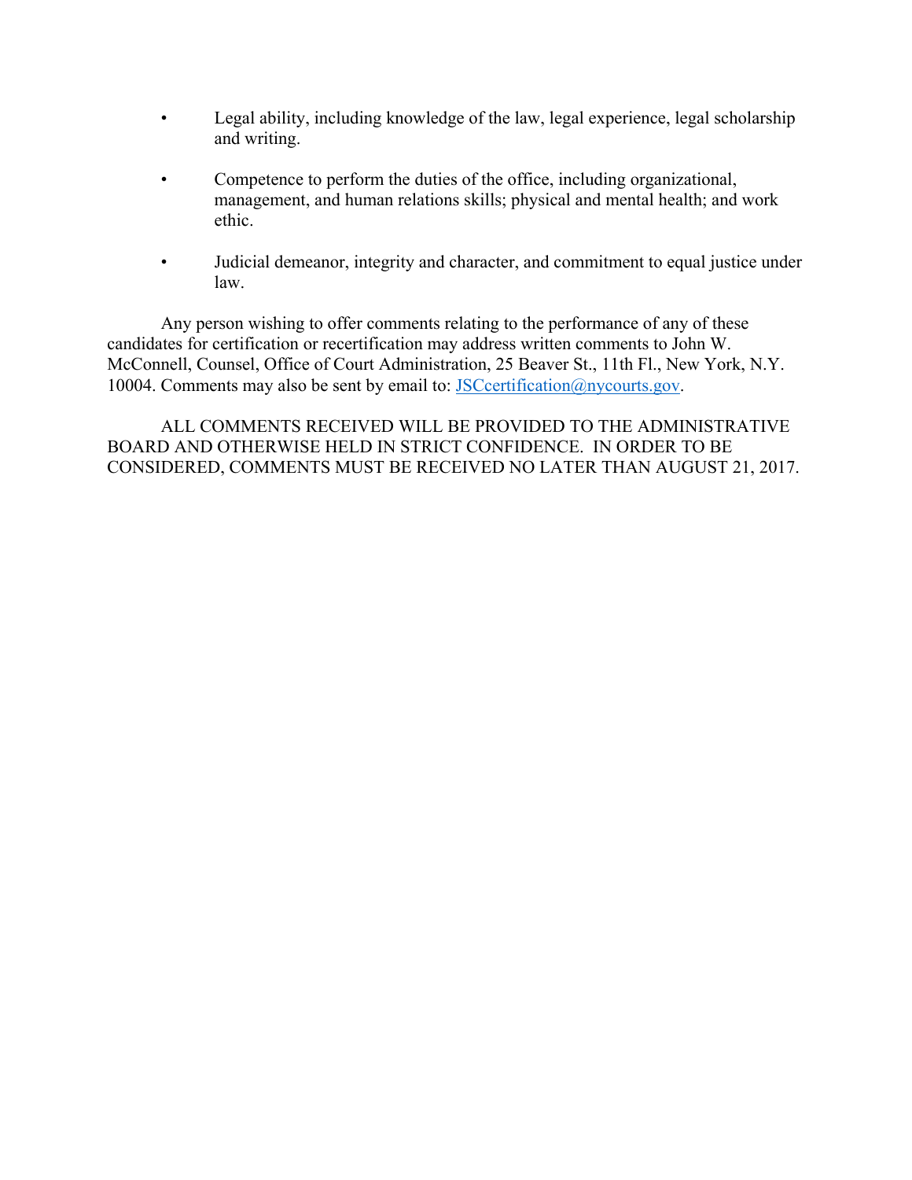- Legal ability, including knowledge of the law, legal experience, legal scholarship and writing.

- Competence to perform the duties of the office, including organizational, management, and human relations skills; physical and mental health; and work ethic.

- Judicial demeanor, integrity and character, and commitment to equal justice under law.

Any person wishing to offer comments relating to the performance of any of these candidates for certification or recertification may address written comments to John W. McConnell, Counsel, Office of Court Administration, 25 Beaver St., 11th Fl., New York, N.Y. 10004. Comments may also be sent by email to: JSCcertification@nycourts.gov.

ALL COMMENTS RECEIVED WILL BE PROVIDED TO THE ADMINISTRATIVE BOARD AND OTHERWISE HELD IN STRICT CONFIDENCE. IN ORDER TO BE CONSIDERED, COMMENTS MUST BE RECEIVED NO LATER THAN AUGUST 21, 2017.